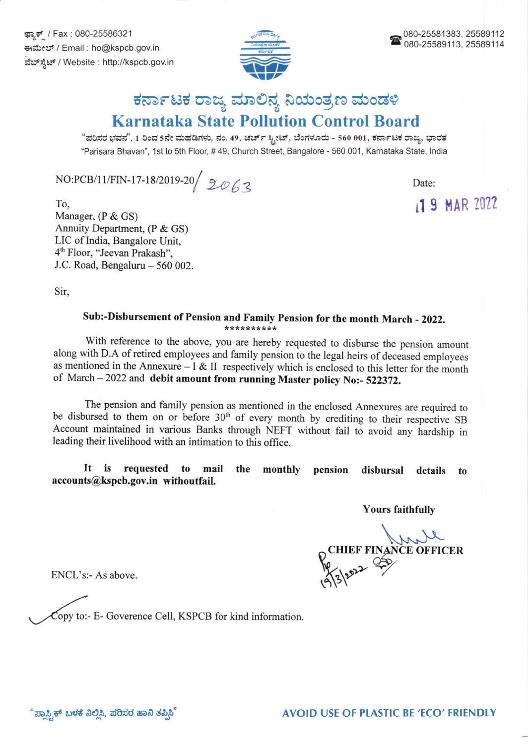ಫ್ಯಾಕ್ಸ್ / Fax : 080-25586321
ಈಮೇಲ್ / Email : ho@kspcb.gov.in
ವೆಬ್‌ಸೈಟ್ / Website : http://kspcb.gov.in

080-25581383, 25589112
080-25589113, 25589114

# ಕರ್ನಾಟಕ ರಾಜ್ಯ ಮಾಲಿನ್ಯ ನಿಯಂತ್ರಣ ಮಂಡಳಿ

# Karnataka State Pollution Control Board

"ಪರಿಸರ ಭವನ", 1 ರಿಂದ 5ನೇ ಮಹಡಿಗಳು, ನಂ. 49, ಚರ್ಚ್ ಸ್ಟ್ರೀಟ್, ಬೆಂಗಳೂರು - 560 001, ಕರ್ನಾಟಕ ರಾಜ್ಯ, ಭಾರತ

"Parisara Bhavan", 1st to 5th Floor, # 49, Church Street, Bangalore - 560 001, Karnataka State, India

NO:PCB/11/FIN-17-18/2019-20/ 2063

Date: 19 MAR 2022

To,
Manager, (P & GS)
Annuity Department, (P & GS)
LIC of India, Bangalore Unit,
4th Floor, "Jeevan Prakash",
J.C. Road, Bengaluru – 560 002.

Sir,

**Sub:-Disbursement of Pension and Family Pension for the month March - 2022.**

**********

With reference to the above, you are hereby requested to disburse the pension amount along with D.A of retired employees and family pension to the legal heirs of deceased employees as mentioned in the Annexure – I & II respectively which is enclosed to this letter for the month of March – 2022 and **debit amount from running Master policy No:- 522372.**

The pension and family pension as mentioned in the enclosed Annexures are required to be disbursed to them on or before 30th of every month by crediting to their respective SB Account maintained in various Banks through NEFT without fail to avoid any hardship in leading their livelihood with an intimation to this office.

**It is requested to mail the monthly pension disbursal details to accounts@kspcb.gov.in withoutfail.**

**Yours faithfully**

**CHIEF FINANCE OFFICER**

19/3/2022

ENCL's:- As above.

Copy to:- E- Goverence Cell, KSPCB for kind information.

"ಪ್ಲಾಸ್ಟಿಕ್ ಬಳಕೆ ನಿಲ್ಲಿಸಿ, ಪರಿಸರ ಹಾನಿ ತಪ್ಪಿಸಿ"

AVOID USE OF PLASTIC BE 'ECO' FRIENDLY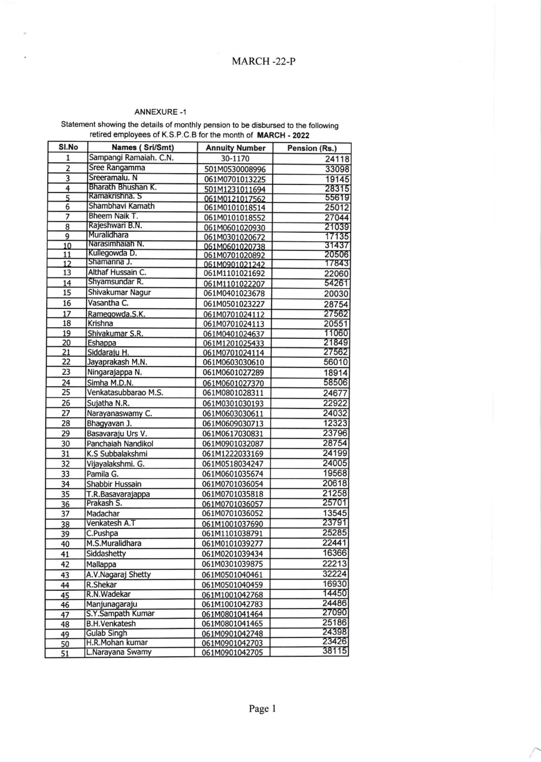MARCH -22-P

ANNEXURE -1

Statement showing the details of monthly pension to be disbursed to the following retired employees of K.S.P.C.B for the month of **MARCH - 2022**

| Sl.No | Names ( Sri/Smt) | Annuity Number | Pension (Rs.) |
|---|---|---|---|
| 1 | Sampangi Ramaiah. C.N. | 30-1170 | 24118 |
| 2 | Sree Rangamma | 501M0530008996 | 33098 |
| 3 | Sreeramalu. N | 061M0701013225 | 19145 |
| 4 | Bharath Bhushan K. | 501M1231011694 | 28315 |
| 5 | Ramakrishna. S | 061M0121017562 | 55619 |
| 6 | Shambhavi Kamath | 061M0101018514 | 25012 |
| 7 | Bheem Naik T. | 061M0101018552 | 27044 |
| 8 | Rajeshwari B.N. | 061M0601020930 | 21039 |
| 9 | Muralidhara | 061M0301020672 | 17135 |
| 10 | Narasimhaiah N. | 061M0601020738 | 31437 |
| 11 | Kullegowda D. | 061M0701020892 | 20506 |
| 12 | Shamanna J. | 061M0901021242 | 17843 |
| 13 | Althaf Hussain C. | 061M1101021692 | 22060 |
| 14 | Shyamsundar R. | 061M1101022207 | 54261 |
| 15 | Shivakumar Nagur | 061M0401023678 | 20030 |
| 16 | Vasantha C. | 061M0501023227 | 28754 |
| 17 | Ramegowda.S.K. | 061M0701024112 | 27562 |
| 18 | Krishna | 061M0701024113 | 20551 |
| 19 | Shivakumar S.R. | 061M0401024637 | 11060 |
| 20 | Eshappa | 061M1201025433 | 21849 |
| 21 | Siddaraju H. | 061M0701024114 | 27562 |
| 22 | Jayaprakash M.N. | 061M0603030610 | 56010 |
| 23 | Ningarajappa N. | 061M0601027289 | 18914 |
| 24 | Simha M.D.N. | 061M0601027370 | 58506 |
| 25 | Venkatasubbarao M.S. | 061M0801028311 | 24677 |
| 26 | Sujatha N.R. | 061M0301030193 | 22922 |
| 27 | Narayanaswamy C. | 061M0603030611 | 24032 |
| 28 | Bhagyavan J. | 061M0609030713 | 12323 |
| 29 | Basavaraju Urs V. | 061M0617030831 | 23796 |
| 30 | Panchaiah Nandikol | 061M0901032087 | 28754 |
| 31 | K.S Subbalakshmi | 061M1222033169 | 24199 |
| 32 | Vijayalakshmi. G. | 061M0518034247 | 24005 |
| 33 | Pamila G. | 061M0601035674 | 19568 |
| 34 | Shabbir Hussain | 061M0701036054 | 20618 |
| 35 | T.R.Basavarajappa | 061M0701035818 | 21258 |
| 36 | Prakash S. | 061M0701036057 | 25701 |
| 37 | Madachar | 061M0701036052 | 13545 |
| 38 | Venkatesh A.T | 061M1001037690 | 23791 |
| 39 | C.Pushpa | 061M1101038791 | 25285 |
| 40 | M.S.Muralidhara | 061M0101039277 | 22441 |
| 41 | Siddashetty | 061M0201039434 | 16366 |
| 42 | Mallappa | 061M0301039875 | 22213 |
| 43 | A.V.Nagaraj Shetty | 061M0501040461 | 32224 |
| 44 | R.Shekar | 061M0501040459 | 16930 |
| 45 | R.N.Wadekar | 061M1001042768 | 14450 |
| 46 | Manjunagaraju | 061M1001042783 | 24486 |
| 47 | S.Y.Sampath Kumar | 061M0801041464 | 27090 |
| 48 | B.H.Venkatesh | 061M0801041465 | 25186 |
| 49 | Gulab Singh | 061M0901042748 | 24398 |
| 50 | H.R.Mohan kumar | 061M0901042703 | 23426 |
| 51 | L.Narayana Swamy | 061M0901042705 | 38115 |